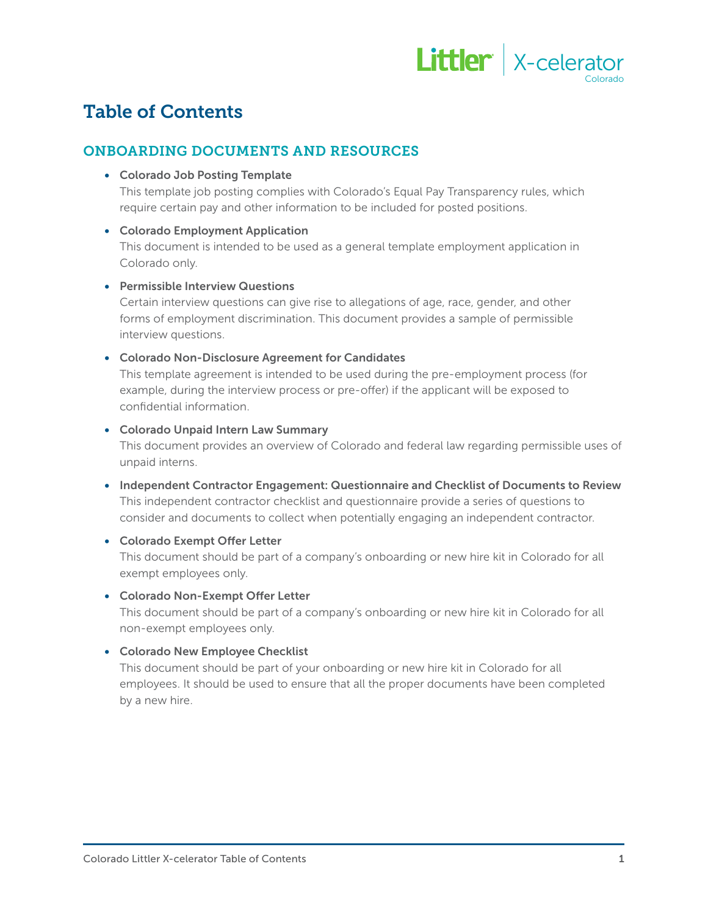# Table of Contents

## ONBOARDING DOCUMENTS AND RESOURCES

- **Colorado Job Posting Template**
  This template job posting complies with Colorado's Equal Pay Transparency rules, which require certain pay and other information to be included for posted positions.

- **Colorado Employment Application**
  This document is intended to be used as a general template employment application in Colorado only.

- **Permissible Interview Questions**
  Certain interview questions can give rise to allegations of age, race, gender, and other forms of employment discrimination. This document provides a sample of permissible interview questions.

- **Colorado Non-Disclosure Agreement for Candidates**
  This template agreement is intended to be used during the pre-employment process (for example, during the interview process or pre-offer) if the applicant will be exposed to confidential information.

- **Colorado Unpaid Intern Law Summary**
  This document provides an overview of Colorado and federal law regarding permissible uses of unpaid interns.

- **Independent Contractor Engagement: Questionnaire and Checklist of Documents to Review**
  This independent contractor checklist and questionnaire provide a series of questions to consider and documents to collect when potentially engaging an independent contractor.

- **Colorado Exempt Offer Letter**
  This document should be part of a company's onboarding or new hire kit in Colorado for all exempt employees only.

- **Colorado Non-Exempt Offer Letter**
  This document should be part of a company's onboarding or new hire kit in Colorado for all non-exempt employees only.

- **Colorado New Employee Checklist**
  This document should be part of your onboarding or new hire kit in Colorado for all employees. It should be used to ensure that all the proper documents have been completed by a new hire.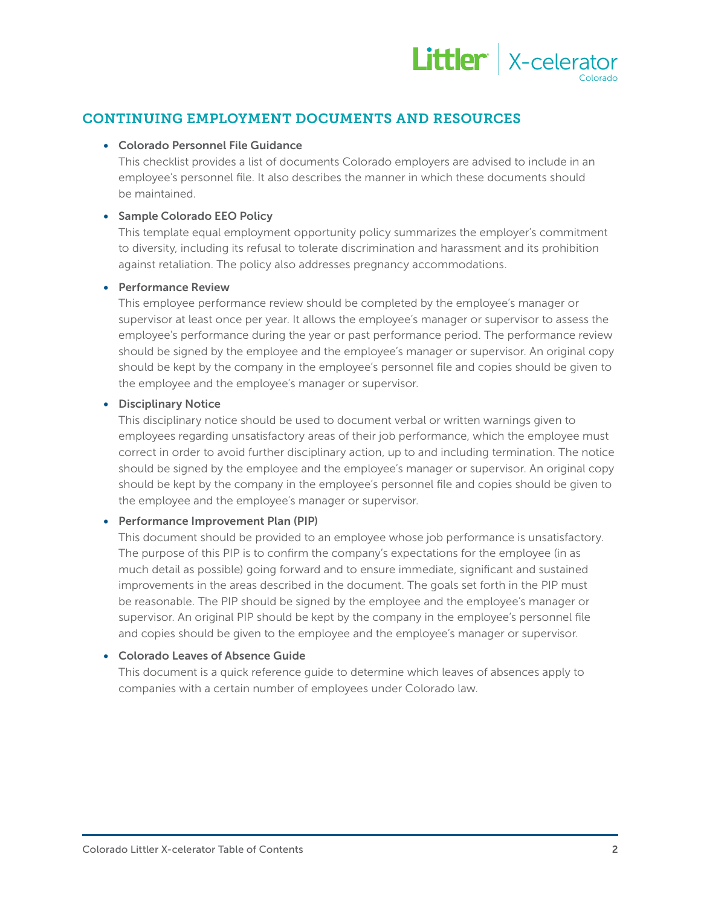## CONTINUING EMPLOYMENT DOCUMENTS AND RESOURCES

- **Colorado Personnel File Guidance**
  This checklist provides a list of documents Colorado employers are advised to include in an employee's personnel file. It also describes the manner in which these documents should be maintained.

- **Sample Colorado EEO Policy**
  This template equal employment opportunity policy summarizes the employer's commitment to diversity, including its refusal to tolerate discrimination and harassment and its prohibition against retaliation. The policy also addresses pregnancy accommodations.

- **Performance Review**
  This employee performance review should be completed by the employee's manager or supervisor at least once per year. It allows the employee's manager or supervisor to assess the employee's performance during the year or past performance period. The performance review should be signed by the employee and the employee's manager or supervisor. An original copy should be kept by the company in the employee's personnel file and copies should be given to the employee and the employee's manager or supervisor.

- **Disciplinary Notice**
  This disciplinary notice should be used to document verbal or written warnings given to employees regarding unsatisfactory areas of their job performance, which the employee must correct in order to avoid further disciplinary action, up to and including termination. The notice should be signed by the employee and the employee's manager or supervisor. An original copy should be kept by the company in the employee's personnel file and copies should be given to the employee and the employee's manager or supervisor.

- **Performance Improvement Plan (PIP)**
  This document should be provided to an employee whose job performance is unsatisfactory. The purpose of this PIP is to confirm the company's expectations for the employee (in as much detail as possible) going forward and to ensure immediate, significant and sustained improvements in the areas described in the document. The goals set forth in the PIP must be reasonable. The PIP should be signed by the employee and the employee's manager or supervisor. An original PIP should be kept by the company in the employee's personnel file and copies should be given to the employee and the employee's manager or supervisor.

- **Colorado Leaves of Absence Guide**
  This document is a quick reference guide to determine which leaves of absences apply to companies with a certain number of employees under Colorado law.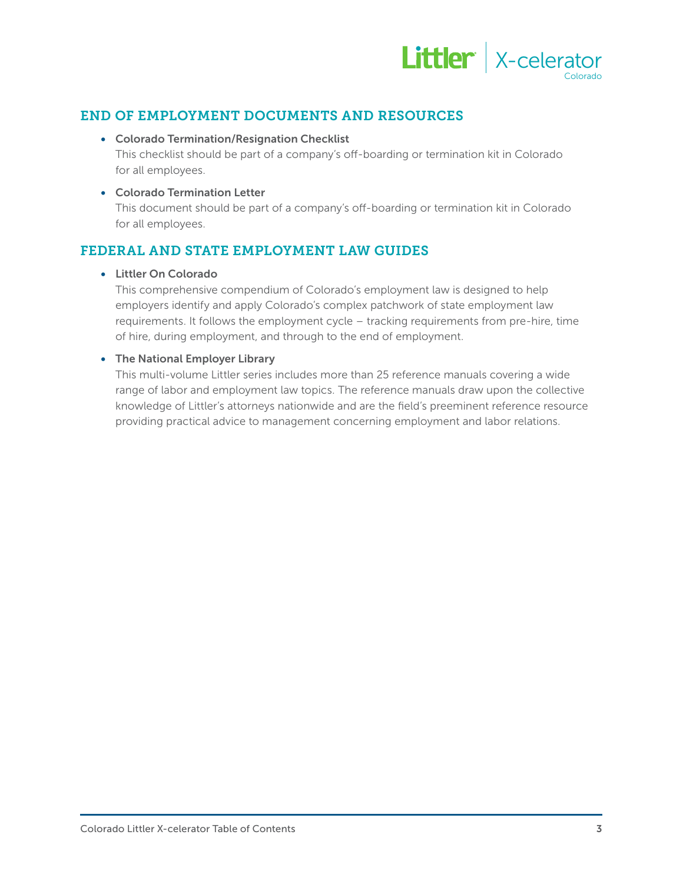## END OF EMPLOYMENT DOCUMENTS AND RESOURCES

- **Colorado Termination/Resignation Checklist**
  This checklist should be part of a company's off-boarding or termination kit in Colorado for all employees.

- **Colorado Termination Letter**
  This document should be part of a company's off-boarding or termination kit in Colorado for all employees.

## FEDERAL AND STATE EMPLOYMENT LAW GUIDES

- **Littler On Colorado**
  This comprehensive compendium of Colorado's employment law is designed to help employers identify and apply Colorado's complex patchwork of state employment law requirements. It follows the employment cycle – tracking requirements from pre-hire, time of hire, during employment, and through to the end of employment.

- **The National Employer Library**
  This multi-volume Littler series includes more than 25 reference manuals covering a wide range of labor and employment law topics. The reference manuals draw upon the collective knowledge of Littler's attorneys nationwide and are the field's preeminent reference resource providing practical advice to management concerning employment and labor relations.